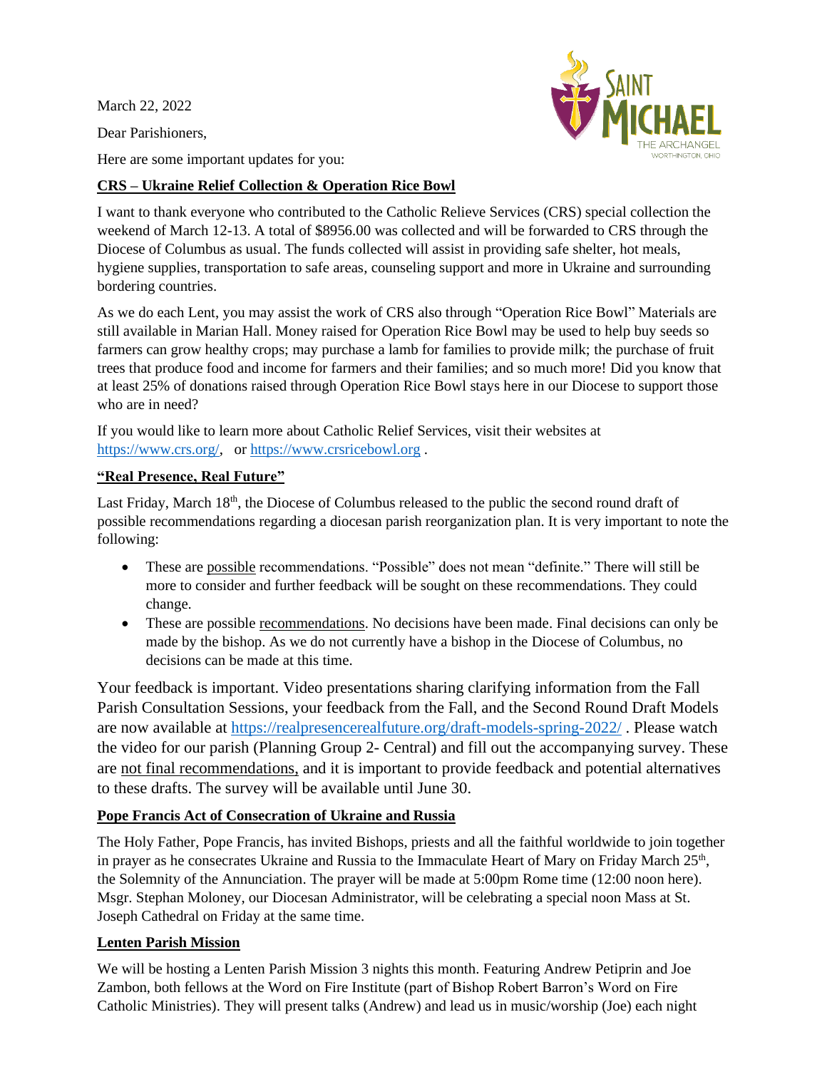March 22, 2022

Dear Parishioners,

Here are some important updates for you:

**CRS – Ukraine Relief Collection & Operation Rice Bowl**

I want to thank everyone who contributed to the Catholic Relieve Services (CRS) special collection the weekend of March 12-13. A total of $8956.00 was collected and will be forwarded to CRS through the Diocese of Columbus as usual. The funds collected will assist in providing safe shelter, hot meals, hygiene supplies, transportation to safe areas, counseling support and more in Ukraine and surrounding bordering countries.

As we do each Lent, you may assist the work of CRS also through "Operation Rice Bowl" Materials are still available in Marian Hall. Money raised for Operation Rice Bowl may be used to help buy seeds so farmers can grow healthy crops; may purchase a lamb for families to provide milk; the purchase of fruit trees that produce food and income for farmers and their families; and so much more! Did you know that at least 25% of donations raised through Operation Rice Bowl stays here in our Diocese to support those who are in need?

If you would like to learn more about Catholic Relief Services, visit their websites at https://www.crs.org/, or https://www.crsricebowl.org .

**"Real Presence, Real Future"**

Last Friday, March 18th, the Diocese of Columbus released to the public the second round draft of possible recommendations regarding a diocesan parish reorganization plan. It is very important to note the following:

- These are possible recommendations. "Possible" does not mean "definite." There will still be more to consider and further feedback will be sought on these recommendations. They could change.
- These are possible recommendations. No decisions have been made. Final decisions can only be made by the bishop. As we do not currently have a bishop in the Diocese of Columbus, no decisions can be made at this time.

Your feedback is important. Video presentations sharing clarifying information from the Fall Parish Consultation Sessions, your feedback from the Fall, and the Second Round Draft Models are now available at https://realpresencerealfuture.org/draft-models-spring-2022/ . Please watch the video for our parish (Planning Group 2- Central) and fill out the accompanying survey. These are not final recommendations, and it is important to provide feedback and potential alternatives to these drafts. The survey will be available until June 30.

**Pope Francis Act of Consecration of Ukraine and Russia**

The Holy Father, Pope Francis, has invited Bishops, priests and all the faithful worldwide to join together in prayer as he consecrates Ukraine and Russia to the Immaculate Heart of Mary on Friday March 25th, the Solemnity of the Annunciation. The prayer will be made at 5:00pm Rome time (12:00 noon here). Msgr. Stephan Moloney, our Diocesan Administrator, will be celebrating a special noon Mass at St. Joseph Cathedral on Friday at the same time.

**Lenten Parish Mission**

We will be hosting a Lenten Parish Mission 3 nights this month. Featuring Andrew Petiprin and Joe Zambon, both fellows at the Word on Fire Institute (part of Bishop Robert Barron's Word on Fire Catholic Ministries). They will present talks (Andrew) and lead us in music/worship (Joe) each night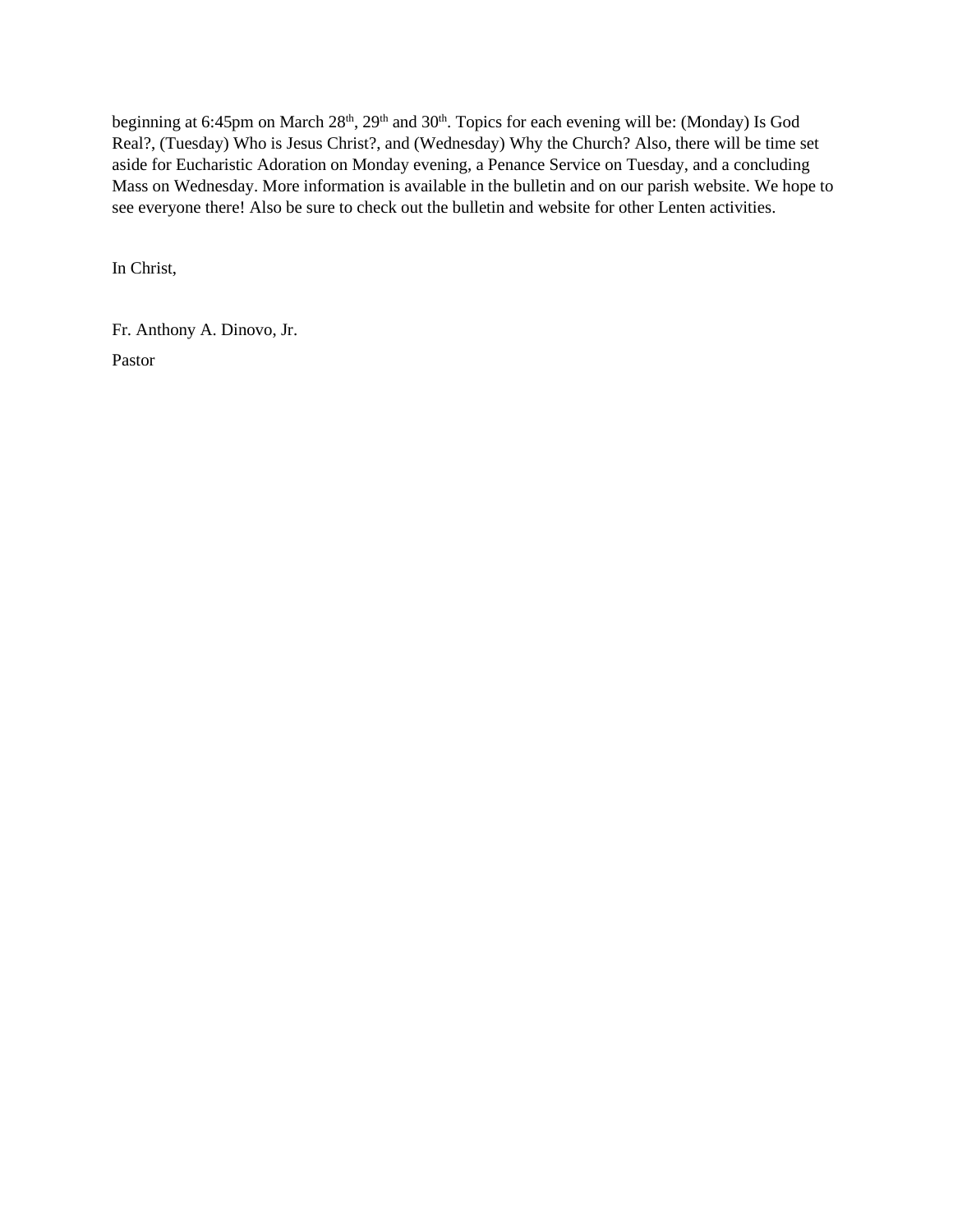beginning at 6:45pm on March 28th, 29th and 30th. Topics for each evening will be: (Monday) Is God Real?, (Tuesday) Who is Jesus Christ?, and (Wednesday) Why the Church? Also, there will be time set aside for Eucharistic Adoration on Monday evening, a Penance Service on Tuesday, and a concluding Mass on Wednesday. More information is available in the bulletin and on our parish website. We hope to see everyone there! Also be sure to check out the bulletin and website for other Lenten activities.

In Christ,

Fr. Anthony A. Dinovo, Jr.

Pastor